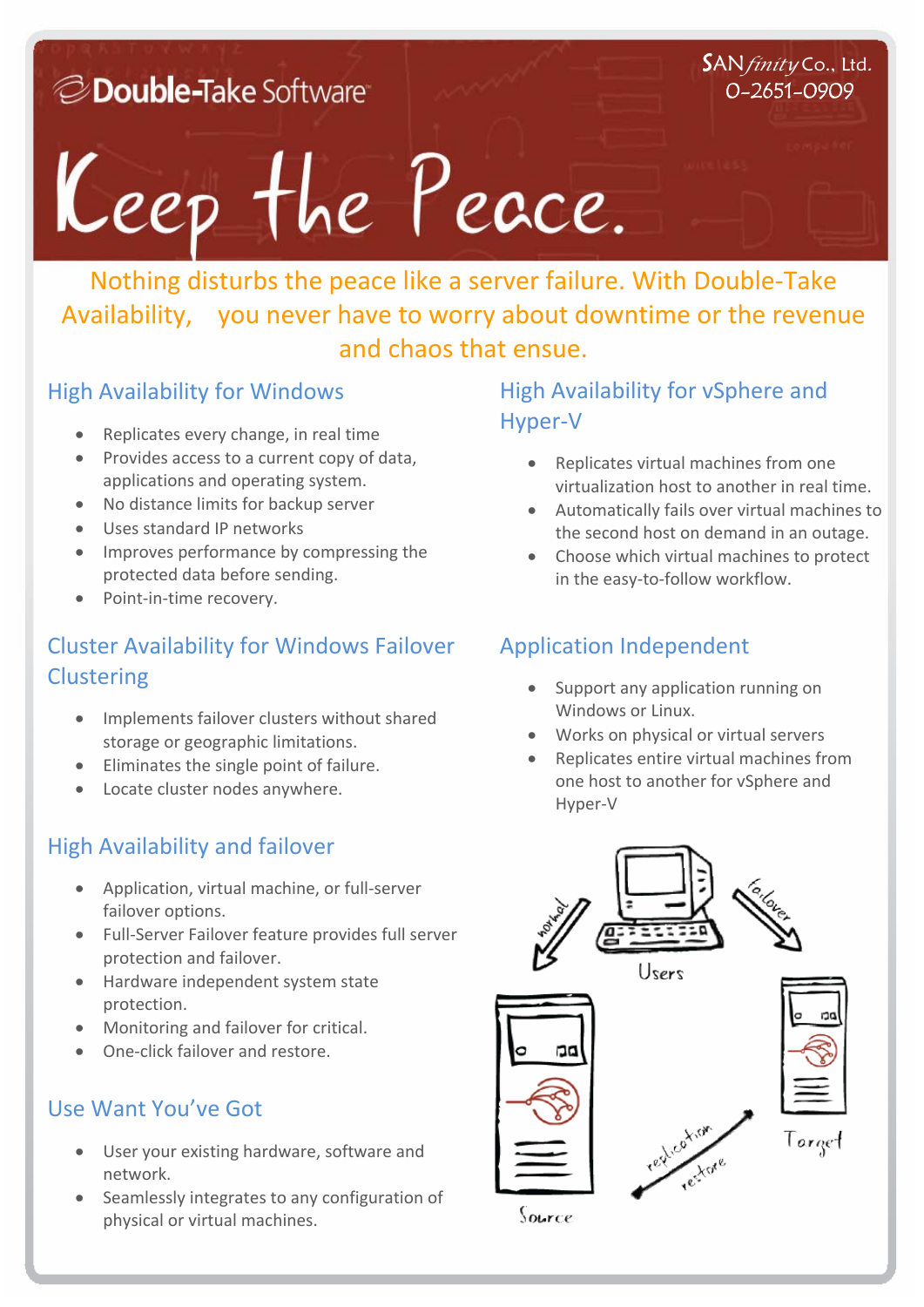Double-Take Software

SANfinity Co., Ltd.
0-2651-0909

# Keep the Peace.

Nothing disturbs the peace like a server failure. With Double-Take Availability, you never have to worry about downtime or the revenue and chaos that ensue.

## High Availability for Windows

- Replicates every change, in real time
- Provides access to a current copy of data, applications and operating system.
- No distance limits for backup server
- Uses standard IP networks
- Improves performance by compressing the protected data before sending.
- Point-in-time recovery.

## Cluster Availability for Windows Failover Clustering

- Implements failover clusters without shared storage or geographic limitations.
- Eliminates the single point of failure.
- Locate cluster nodes anywhere.

## High Availability and failover

- Application, virtual machine, or full-server failover options.
- Full-Server Failover feature provides full server protection and failover.
- Hardware independent system state protection.
- Monitoring and failover for critical.
- One-click failover and restore.

## Use Want You've Got

- User your existing hardware, software and network.
- Seamlessly integrates to any configuration of physical or virtual machines.

## High Availability for vSphere and Hyper-V

- Replicates virtual machines from one virtualization host to another in real time.
- Automatically fails over virtual machines to the second host on demand in an outage.
- Choose which virtual machines to protect in the easy-to-follow workflow.

## Application Independent

- Support any application running on Windows or Linux.
- Works on physical or virtual servers
- Replicates entire virtual machines from one host to another for vSphere and Hyper-V

normal — Users — failover

Source — replication / restore — Target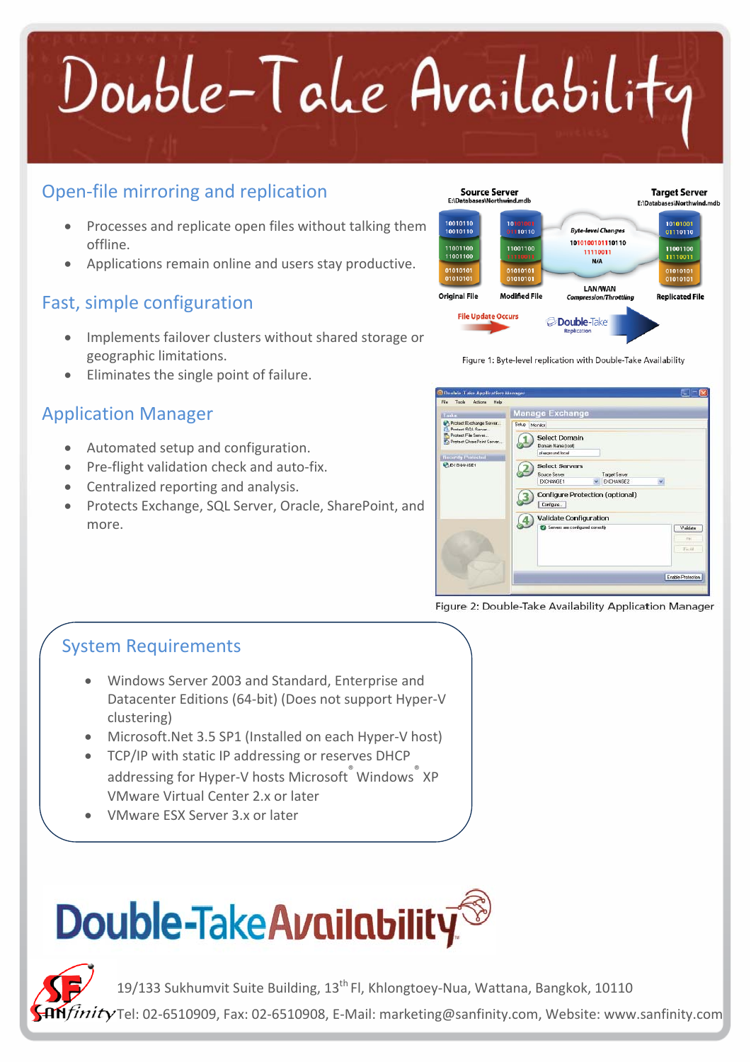# Double-Take Availability

## Open-file mirroring and replication

- Processes and replicate open files without talking them offline.
- Applications remain online and users stay productive.

## Fast, simple configuration

- Implements failover clusters without shared storage or geographic limitations.
- Eliminates the single point of failure.

## Application Manager

- Automated setup and configuration.
- Pre-flight validation check and auto-fix.
- Centralized reporting and analysis.
- Protects Exchange, SQL Server, Oracle, SharePoint, and more.

Source Server
E:\Databases\Northwind.mdb
Target Server
E:\Databases\Northwind.mdb
Byte-level Changes
LAN/WAN
Compression/Throttling
Original File
Modified File
Replicated File
File Update Occurs
Double-Take Replication

Figure 1: Byte-level replication with Double-Take Availability

Figure 2: Double-Take Availability Application Manager

## System Requirements

- Windows Server 2003 and Standard, Enterprise and Datacenter Editions (64-bit) (Does not support Hyper-V clustering)
- Microsoft.Net 3.5 SP1 (Installed on each Hyper-V host)
- TCP/IP with static IP addressing or reserves DHCP addressing for Hyper-V hosts Microsoft® Windows® XP VMware Virtual Center 2.x or later
- VMware ESX Server 3.x or later

Double-Take Availability

19/133 Sukhumvit Suite Building, 13th Fl, Khlongtoey-Nua, Wattana, Bangkok, 10110
Tel: 02-6510909, Fax: 02-6510908, E-Mail: marketing@sanfinity.com, Website: www.sanfinity.com